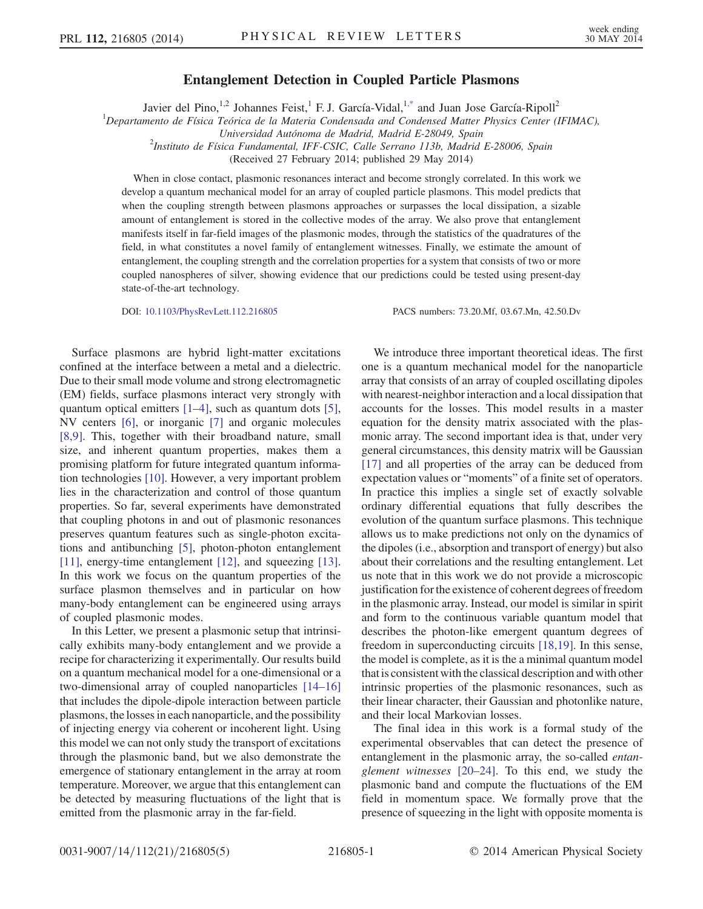# Entanglement Detection in Coupled Particle Plasmons

Javier del Pino,[1,2] Johannes Feist,[1] F. J. García-Vidal,[1,*] and Juan Jose García-Ripoll[2]

[1]Departamento de Física Teórica de la Materia Condensada and Condensed Matter Physics Center (IFIMAC), Universidad Autónoma de Madrid, Madrid E-28049, Spain

[2]Instituto de Física Fundamental, IFF-CSIC, Calle Serrano 113b, Madrid E-28006, Spain

(Received 27 February 2014; published 29 May 2014)

When in close contact, plasmonic resonances interact and become strongly correlated. In this work we develop a quantum mechanical model for an array of coupled particle plasmons. This model predicts that when the coupling strength between plasmons approaches or surpasses the local dissipation, a sizable amount of entanglement is stored in the collective modes of the array. We also prove that entanglement manifests itself in far-field images of the plasmonic modes, through the statistics of the quadratures of the field, in what constitutes a novel family of entanglement witnesses. Finally, we estimate the amount of entanglement, the coupling strength and the correlation properties for a system that consists of two or more coupled nanospheres of silver, showing evidence that our predictions could be tested using present-day state-of-the-art technology.

DOI: 10.1103/PhysRevLett.112.216805 PACS numbers: 73.20.Mf, 03.67.Mn, 42.50.Dv

Surface plasmons are hybrid light-matter excitations confined at the interface between a metal and a dielectric. Due to their small mode volume and strong electromagnetic (EM) fields, surface plasmons interact very strongly with quantum optical emitters [1–4], such as quantum dots [5], NV centers [6], or inorganic [7] and organic molecules [8,9]. This, together with their broadband nature, small size, and inherent quantum properties, makes them a promising platform for future integrated quantum information technologies [10]. However, a very important problem lies in the characterization and control of those quantum properties. So far, several experiments have demonstrated that coupling photons in and out of plasmonic resonances preserves quantum features such as single-photon excitations and antibunching [5], photon-photon entanglement [11], energy-time entanglement [12], and squeezing [13]. In this work we focus on the quantum properties of the surface plasmon themselves and in particular on how many-body entanglement can be engineered using arrays of coupled plasmonic modes.

In this Letter, we present a plasmonic setup that intrinsically exhibits many-body entanglement and we provide a recipe for characterizing it experimentally. Our results build on a quantum mechanical model for a one-dimensional or a two-dimensional array of coupled nanoparticles [14–16] that includes the dipole-dipole interaction between particle plasmons, the losses in each nanoparticle, and the possibility of injecting energy via coherent or incoherent light. Using this model we can not only study the transport of excitations through the plasmonic band, but we also demonstrate the emergence of stationary entanglement in the array at room temperature. Moreover, we argue that this entanglement can be detected by measuring fluctuations of the light that is emitted from the plasmonic array in the far-field.

We introduce three important theoretical ideas. The first one is a quantum mechanical model for the nanoparticle array that consists of an array of coupled oscillating dipoles with nearest-neighbor interaction and a local dissipation that accounts for the losses. This model results in a master equation for the density matrix associated with the plasmonic array. The second important idea is that, under very general circumstances, this density matrix will be Gaussian [17] and all properties of the array can be deduced from expectation values or "moments" of a finite set of operators. In practice this implies a single set of exactly solvable ordinary differential equations that fully describes the evolution of the quantum surface plasmons. This technique allows us to make predictions not only on the dynamics of the dipoles (i.e., absorption and transport of energy) but also about their correlations and the resulting entanglement. Let us note that in this work we do not provide a microscopic justification for the existence of coherent degrees of freedom in the plasmonic array. Instead, our model is similar in spirit and form to the continuous variable quantum model that describes the photon-like emergent quantum degrees of freedom in superconducting circuits [18,19]. In this sense, the model is complete, as it is the minimal quantum model that is consistent with the classical description and with other intrinsic properties of the plasmonic resonances, such as their linear character, their Gaussian and photonlike nature, and their local Markovian losses.

The final idea in this work is a formal study of the experimental observables that can detect the presence of entanglement in the plasmonic array, the so-called *entanglement witnesses* [20–24]. To this end, we study the plasmonic band and compute the fluctuations of the EM field in momentum space. We formally prove that the presence of squeezing in the light with opposite momenta is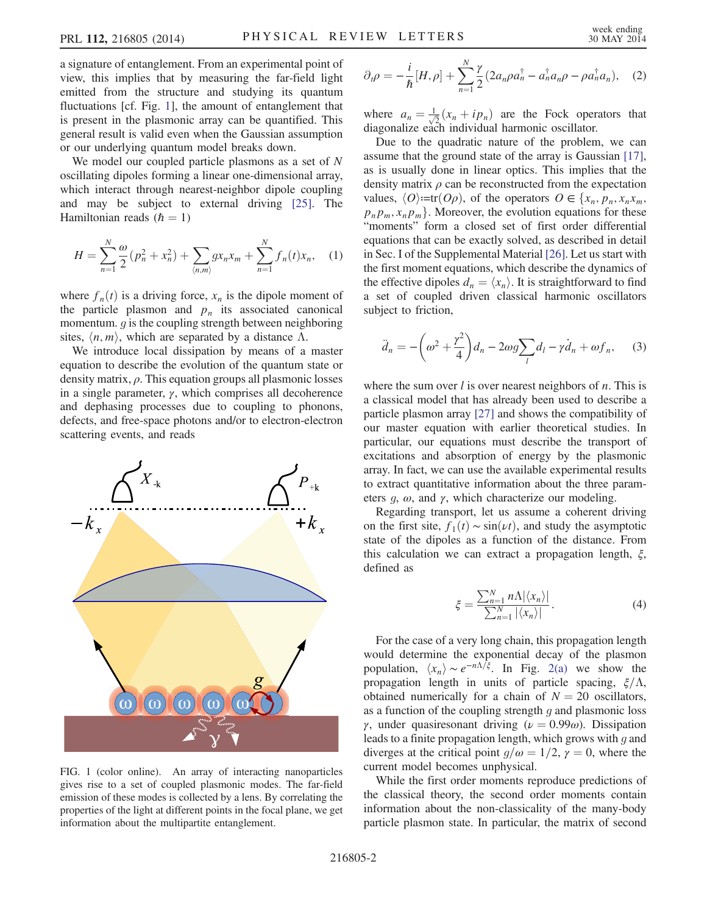a signature of entanglement. From an experimental point of view, this implies that by measuring the far-field light emitted from the structure and studying its quantum fluctuations [cf. Fig. 1], the amount of entanglement that is present in the plasmonic array can be quantified. This general result is valid even when the Gaussian assumption or our underlying quantum model breaks down.

We model our coupled particle plasmons as a set of $N$ oscillating dipoles forming a linear one-dimensional array, which interact through nearest-neighbor dipole coupling and may be subject to external driving [25]. The Hamiltonian reads ($\hbar = 1$)

$$H = \sum_{n=1}^{N} \frac{\omega}{2}(p_n^2 + x_n^2) + \sum_{\langle n,m \rangle} g x_n x_m + \sum_{n=1}^{N} f_n(t) x_n, \quad (1)$$

where $f_n(t)$ is a driving force, $x_n$ is the dipole moment of the particle plasmon and $p_n$ its associated canonical momentum. $g$ is the coupling strength between neighboring sites, $\langle n, m \rangle$, which are separated by a distance $\Lambda$.

We introduce local dissipation by means of a master equation to describe the evolution of the quantum state or density matrix, $\rho$. This equation groups all plasmonic losses in a single parameter, $\gamma$, which comprises all decoherence and dephasing processes due to coupling to phonons, defects, and free-space photons and/or to electron-electron scattering events, and reads

FIG. 1 (color online). An array of interacting nanoparticles gives rise to a set of coupled plasmonic modes. The far-field emission of these modes is collected by a lens. By correlating the properties of the light at different points in the focal plane, we get information about the multipartite entanglement.

$$\partial_t \rho = -\frac{i}{\hbar}[H, \rho] + \sum_{n=1}^{N} \frac{\gamma}{2}(2 a_n \rho a_n^\dagger - a_n^\dagger a_n \rho - \rho a_n^\dagger a_n), \quad (2)$$

where $a_n = \frac{1}{\sqrt{2}}(x_n + i p_n)$ are the Fock operators that diagonalize each individual harmonic oscillator.

Due to the quadratic nature of the problem, we can assume that the ground state of the array is Gaussian [17], as is usually done in linear optics. This implies that the density matrix $\rho$ can be reconstructed from the expectation values, $\langle O \rangle := \mathrm{tr}(O\rho)$, of the operators $O \in \{x_n, p_n, x_n x_m, p_n p_m, x_n p_m\}$. Moreover, the evolution equations for these "moments" form a closed set of first order differential equations that can be exactly solved, as described in detail in Sec. I of the Supplemental Material [26]. Let us start with the first moment equations, which describe the dynamics of the effective dipoles $d_n = \langle x_n \rangle$. It is straightforward to find a set of coupled driven classical harmonic oscillators subject to friction,

$$\ddot{d}_n = -\left(\omega^2 + \frac{\gamma^2}{4}\right) d_n - 2\omega g \sum_l d_l - \gamma \dot{d}_n + \omega f_n, \quad (3)$$

where the sum over $l$ is over nearest neighbors of $n$. This is a classical model that has already been used to describe a particle plasmon array [27] and shows the compatibility of our master equation with earlier theoretical studies. In particular, our equations must describe the transport of excitations and absorption of energy by the plasmonic array. In fact, we can use the available experimental results to extract quantitative information about the three parameters $g$, $\omega$, and $\gamma$, which characterize our modeling.

Regarding transport, let us assume a coherent driving on the first site, $f_1(t) \sim \sin(\nu t)$, and study the asymptotic state of the dipoles as a function of the distance. From this calculation we can extract a propagation length, $\xi$, defined as

$$\xi = \frac{\sum_{n=1}^{N} n\Lambda |\langle x_n \rangle|}{\sum_{n=1}^{N} |\langle x_n \rangle|}. \quad (4)$$

For the case of a very long chain, this propagation length would determine the exponential decay of the plasmon population, $\langle x_n \rangle \sim e^{-n\Lambda/\xi}$. In Fig. 2(a) we show the propagation length in units of particle spacing, $\xi/\Lambda$, obtained numerically for a chain of $N = 20$ oscillators, as a function of the coupling strength $g$ and plasmonic loss $\gamma$, under quasiresonant driving ($\nu = 0.99\omega$). Dissipation leads to a finite propagation length, which grows with $g$ and diverges at the critical point $g/\omega = 1/2$, $\gamma = 0$, where the current model becomes unphysical.

While the first order moments reproduce predictions of the classical theory, the second order moments contain information about the non-classicality of the many-body particle plasmon state. In particular, the matrix of second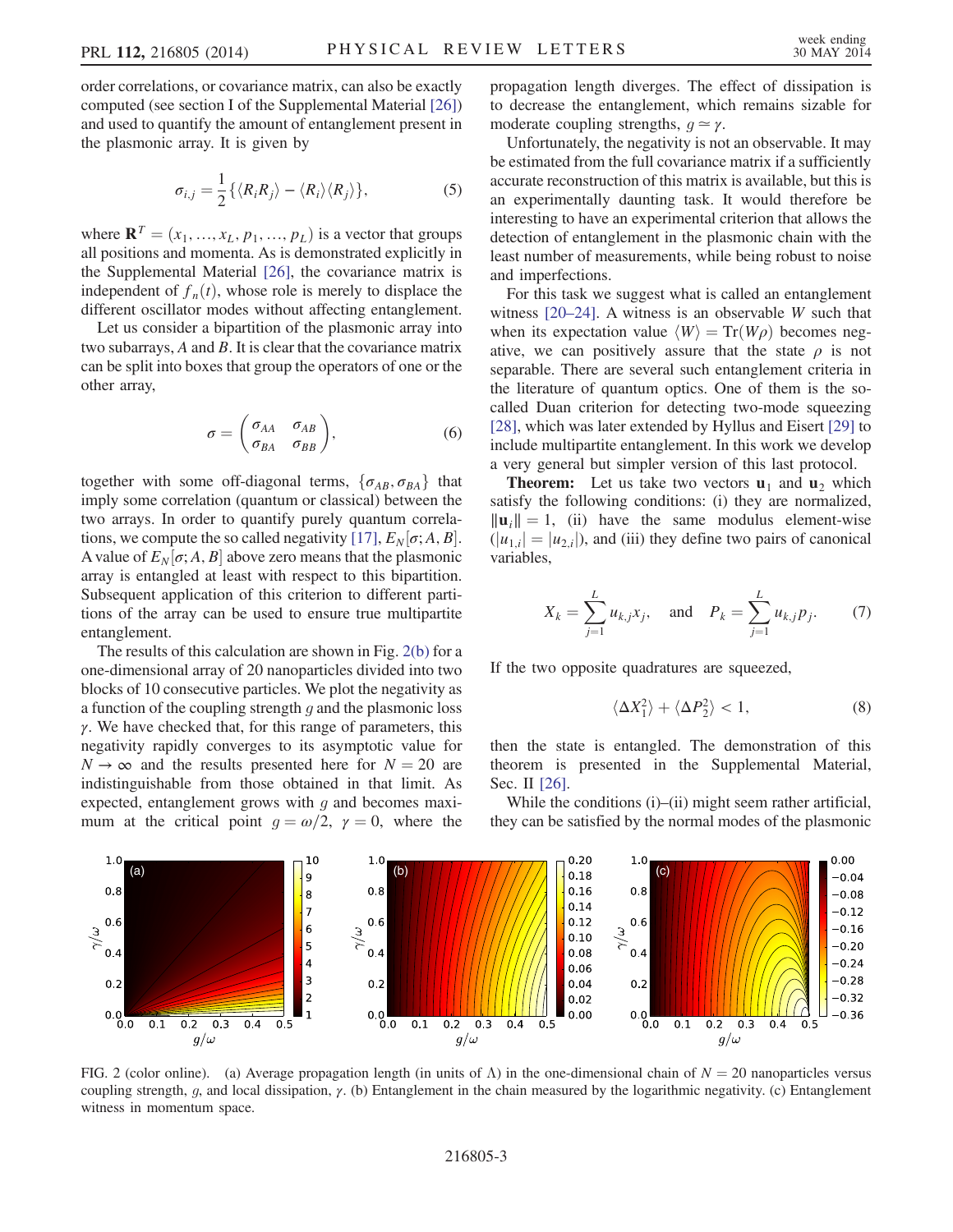order correlations, or covariance matrix, can also be exactly computed (see section I of the Supplemental Material [26]) and used to quantify the amount of entanglement present in the plasmonic array. It is given by

$$\sigma_{i,j} = \frac{1}{2}\{\langle R_i R_j\rangle - \langle R_i\rangle\langle R_j\rangle\}, \tag{5}$$

where $\mathbf{R}^T = (x_1, \ldots, x_L, p_1, \ldots, p_L)$ is a vector that groups all positions and momenta. As is demonstrated explicitly in the Supplemental Material [26], the covariance matrix is independent of $f_n(t)$, whose role is merely to displace the different oscillator modes without affecting entanglement.

Let us consider a bipartition of the plasmonic array into two subarrays, $A$ and $B$. It is clear that the covariance matrix can be split into boxes that group the operators of one or the other array,

$$\sigma = \begin{pmatrix} \sigma_{AA} & \sigma_{AB} \\ \sigma_{BA} & \sigma_{BB} \end{pmatrix}, \tag{6}$$

together with some off-diagonal terms, $\{\sigma_{AB}, \sigma_{BA}\}$ that imply some correlation (quantum or classical) between the two arrays. In order to quantify purely quantum correlations, we compute the so called negativity [17], $E_N[\sigma; A, B]$. A value of $E_N[\sigma; A, B]$ above zero means that the plasmonic array is entangled at least with respect to this bipartition. Subsequent application of this criterion to different partitions of the array can be used to ensure true multipartite entanglement.

The results of this calculation are shown in Fig. 2(b) for a one-dimensional array of 20 nanoparticles divided into two blocks of 10 consecutive particles. We plot the negativity as a function of the coupling strength $g$ and the plasmonic loss $\gamma$. We have checked that, for this range of parameters, this negativity rapidly converges to its asymptotic value for $N \to \infty$ and the results presented here for $N = 20$ are indistinguishable from those obtained in that limit. As expected, entanglement grows with $g$ and becomes maximum at the critical point $g = \omega/2$, $\gamma = 0$, where the propagation length diverges. The effect of dissipation is to decrease the entanglement, which remains sizable for moderate coupling strengths, $g \simeq \gamma$.

Unfortunately, the negativity is not an observable. It may be estimated from the full covariance matrix if a sufficiently accurate reconstruction of this matrix is available, but this is an experimentally daunting task. It would therefore be interesting to have an experimental criterion that allows the detection of entanglement in the plasmonic chain with the least number of measurements, while being robust to noise and imperfections.

For this task we suggest what is called an entanglement witness [20–24]. A witness is an observable $W$ such that when its expectation value $\langle W\rangle = \mathrm{Tr}(W\rho)$ becomes negative, we can positively assure that the state $\rho$ is not separable. There are several such entanglement criteria in the literature of quantum optics. One of them is the so-called Duan criterion for detecting two-mode squeezing [28], which was later extended by Hyllus and Eisert [29] to include multipartite entanglement. In this work we develop a very general but simpler version of this last protocol.

**Theorem:** Let us take two vectors $\mathbf{u}_1$ and $\mathbf{u}_2$ which satisfy the following conditions: (i) they are normalized, $\|\mathbf{u}_i\| = 1$, (ii) have the same modulus element-wise ($|u_{1,i}| = |u_{2,i}|$), and (iii) they define two pairs of canonical variables,

$$X_k = \sum_{j=1}^{L} u_{k,j} x_j, \quad \text{and} \quad P_k = \sum_{j=1}^{L} u_{k,j} p_j. \tag{7}$$

If the two opposite quadratures are squeezed,

$$\langle \Delta X_1^2\rangle + \langle \Delta P_2^2\rangle < 1, \tag{8}$$

then the state is entangled. The demonstration of this theorem is presented in the Supplemental Material, Sec. II [26].

While the conditions (i)–(ii) might seem rather artificial, they can be satisfied by the normal modes of the plasmonic

FIG. 2 (color online). (a) Average propagation length (in units of $\Lambda$) in the one-dimensional chain of $N = 20$ nanoparticles versus coupling strength, $g$, and local dissipation, $\gamma$. (b) Entanglement in the chain measured by the logarithmic negativity. (c) Entanglement witness in momentum space.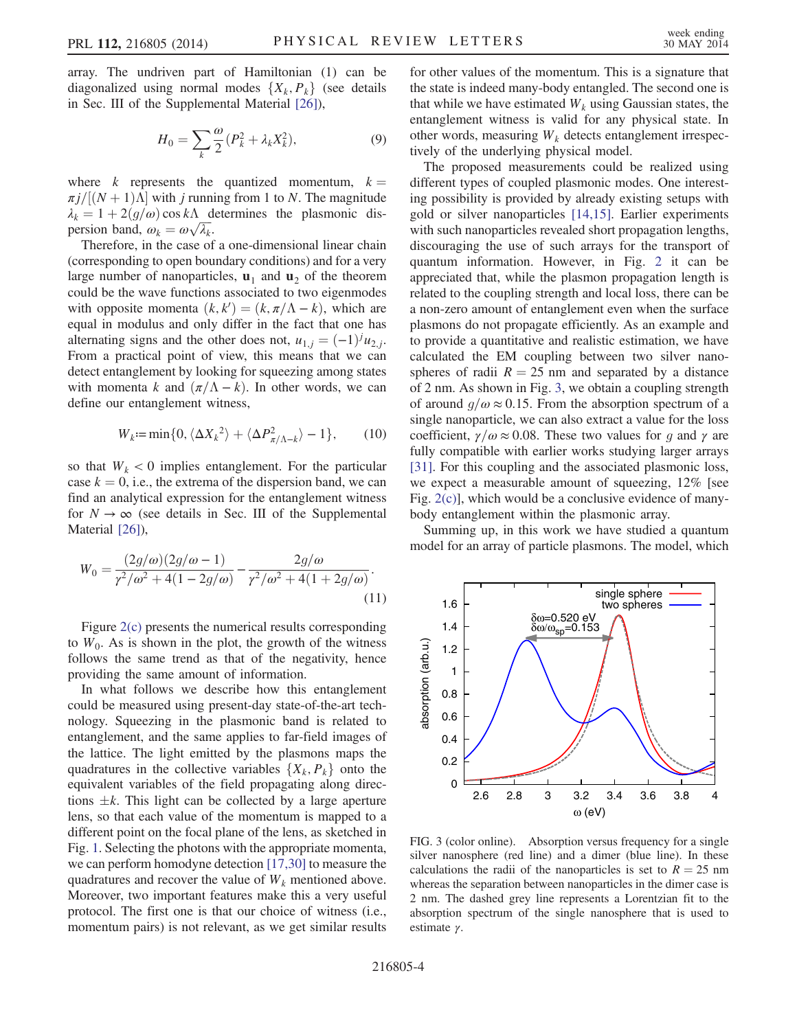array. The undriven part of Hamiltonian (1) can be diagonalized using normal modes $\{X_k, P_k\}$ (see details in Sec. III of the Supplemental Material [26]),

$$H_0 = \sum_k \frac{\omega}{2}(P_k^2 + \lambda_k X_k^2), \tag{9}$$

where $k$ represents the quantized momentum, $k = \pi j/[(N+1)\Lambda]$ with $j$ running from 1 to $N$. The magnitude $\lambda_k = 1 + 2(g/\omega)\cos k\Lambda$ determines the plasmonic dispersion band, $\omega_k = \omega\sqrt{\lambda_k}$.

Therefore, in the case of a one-dimensional linear chain (corresponding to open boundary conditions) and for a very large number of nanoparticles, $\mathbf{u}_1$ and $\mathbf{u}_2$ of the theorem could be the wave functions associated to two eigenmodes with opposite momenta $(k, k') = (k, \pi/\Lambda - k)$, which are equal in modulus and only differ in the fact that one has alternating signs and the other does not, $u_{1,j} = (-1)^j u_{2,j}$. From a practical point of view, this means that we can detect entanglement by looking for squeezing among states with momenta $k$ and $(\pi/\Lambda - k)$. In other words, we can define our entanglement witness,

$$W_k := \min\{0, \langle \Delta X_k{}^2 \rangle + \langle \Delta P^2_{\pi/\Lambda - k} \rangle - 1\}, \tag{10}$$

so that $W_k < 0$ implies entanglement. For the particular case $k = 0$, i.e., the extrema of the dispersion band, we can find an analytical expression for the entanglement witness for $N \to \infty$ (see details in Sec. III of the Supplemental Material [26]),

$$W_0 = \frac{(2g/\omega)(2g/\omega - 1)}{\gamma^2/\omega^2 + 4(1 - 2g/\omega)} - \frac{2g/\omega}{\gamma^2/\omega^2 + 4(1 + 2g/\omega)}. \tag{11}$$

Figure 2(c) presents the numerical results corresponding to $W_0$. As is shown in the plot, the growth of the witness follows the same trend as that of the negativity, hence providing the same amount of information.

In what follows we describe how this entanglement could be measured using present-day state-of-the-art technology. Squeezing in the plasmonic band is related to entanglement, and the same applies to far-field images of the lattice. The light emitted by the plasmons maps the quadratures in the collective variables $\{X_k, P_k\}$ onto the equivalent variables of the field propagating along directions $\pm k$. This light can be collected by a large aperture lens, so that each value of the momentum is mapped to a different point on the focal plane of the lens, as sketched in Fig. 1. Selecting the photons with the appropriate momenta, we can perform homodyne detection [17,30] to measure the quadratures and recover the value of $W_k$ mentioned above. Moreover, two important features make this a very useful protocol. The first one is that our choice of witness (i.e., momentum pairs) is not relevant, as we get similar results for other values of the momentum. This is a signature that the state is indeed many-body entangled. The second one is that while we have estimated $W_k$ using Gaussian states, the entanglement witness is valid for any physical state. In other words, measuring $W_k$ detects entanglement irrespectively of the underlying physical model.

The proposed measurements could be realized using different types of coupled plasmonic modes. One interesting possibility is provided by already existing setups with gold or silver nanoparticles [14,15]. Earlier experiments with such nanoparticles revealed short propagation lengths, discouraging the use of such arrays for the transport of quantum information. However, in Fig. 2 it can be appreciated that, while the plasmon propagation length is related to the coupling strength and local loss, there can be a non-zero amount of entanglement even when the surface plasmons do not propagate efficiently. As an example and to provide a quantitative and realistic estimation, we have calculated the EM coupling between two silver nanospheres of radii $R = 25$ nm and separated by a distance of 2 nm. As shown in Fig. 3, we obtain a coupling strength of around $g/\omega \approx 0.15$. From the absorption spectrum of a single nanoparticle, we can also extract a value for the loss coefficient, $\gamma/\omega \approx 0.08$. These two values for $g$ and $\gamma$ are fully compatible with earlier works studying larger arrays [31]. For this coupling and the associated plasmonic loss, we expect a measurable amount of squeezing, 12% [see Fig. 2(c)], which would be a conclusive evidence of many-body entanglement within the plasmonic array.

Summing up, in this work we have studied a quantum model for an array of particle plasmons. The model, which

FIG. 3 (color online). Absorption versus frequency for a single silver nanosphere (red line) and a dimer (blue line). In these calculations the radii of the nanoparticles is set to $R = 25$ nm whereas the separation between nanoparticles in the dimer case is 2 nm. The dashed grey line represents a Lorentzian fit to the absorption spectrum of the single nanosphere that is used to estimate $\gamma$.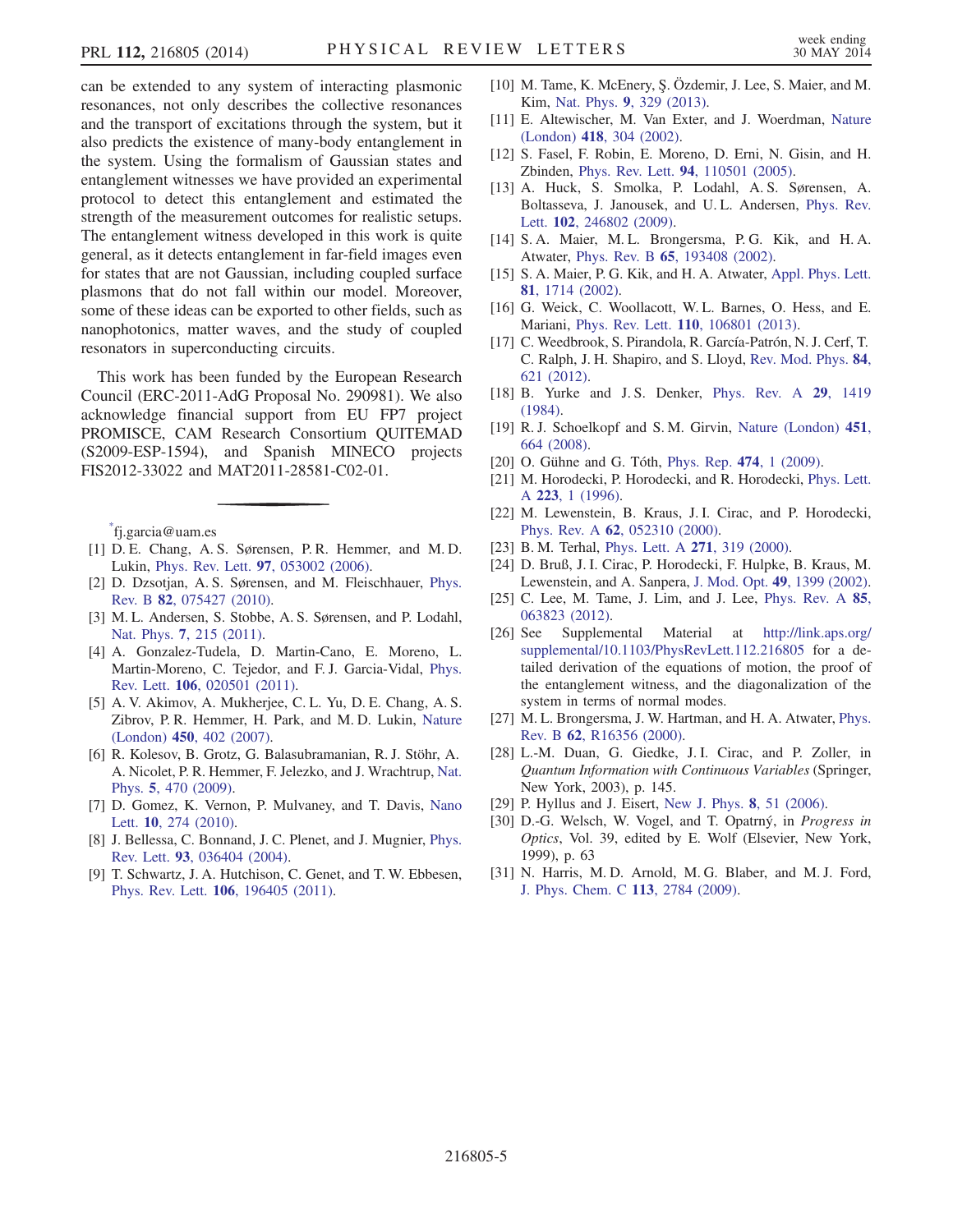can be extended to any system of interacting plasmonic resonances, not only describes the collective resonances and the transport of excitations through the system, but it also predicts the existence of many-body entanglement in the system. Using the formalism of Gaussian states and entanglement witnesses we have provided an experimental protocol to detect this entanglement and estimated the strength of the measurement outcomes for realistic setups. The entanglement witness developed in this work is quite general, as it detects entanglement in far-field images even for states that are not Gaussian, including coupled surface plasmons that do not fall within our model. Moreover, some of these ideas can be exported to other fields, such as nanophotonics, matter waves, and the study of coupled resonators in superconducting circuits.

This work has been funded by the European Research Council (ERC-2011-AdG Proposal No. 290981). We also acknowledge financial support from EU FP7 project PROMISCE, CAM Research Consortium QUITEMAD (S2009-ESP-1594), and Spanish MINECO projects FIS2012-33022 and MAT2011-28581-C02-01.

---

*fj.garcia@uam.es

[1] D. E. Chang, A. S. Sørensen, P. R. Hemmer, and M. D. Lukin, Phys. Rev. Lett. **97**, 053002 (2006).

[2] D. Dzsotjan, A. S. Sørensen, and M. Fleischhauer, Phys. Rev. B **82**, 075427 (2010).

[3] M. L. Andersen, S. Stobbe, A. S. Sørensen, and P. Lodahl, Nat. Phys. **7**, 215 (2011).

[4] A. Gonzalez-Tudela, D. Martin-Cano, E. Moreno, L. Martin-Moreno, C. Tejedor, and F. J. Garcia-Vidal, Phys. Rev. Lett. **106**, 020501 (2011).

[5] A. V. Akimov, A. Mukherjee, C. L. Yu, D. E. Chang, A. S. Zibrov, P. R. Hemmer, H. Park, and M. D. Lukin, Nature (London) **450**, 402 (2007).

[6] R. Kolesov, B. Grotz, G. Balasubramanian, R. J. Stöhr, A. A. Nicolet, P. R. Hemmer, F. Jelezko, and J. Wrachtrup, Nat. Phys. **5**, 470 (2009).

[7] D. Gomez, K. Vernon, P. Mulvaney, and T. Davis, Nano Lett. **10**, 274 (2010).

[8] J. Bellessa, C. Bonnand, J. C. Plenet, and J. Mugnier, Phys. Rev. Lett. **93**, 036404 (2004).

[9] T. Schwartz, J. A. Hutchison, C. Genet, and T. W. Ebbesen, Phys. Rev. Lett. **106**, 196405 (2011).

[10] M. Tame, K. McEnery, Ş. Özdemir, J. Lee, S. Maier, and M. Kim, Nat. Phys. **9**, 329 (2013).

[11] E. Altewischer, M. Van Exter, and J. Woerdman, Nature (London) **418**, 304 (2002).

[12] S. Fasel, F. Robin, E. Moreno, D. Erni, N. Gisin, and H. Zbinden, Phys. Rev. Lett. **94**, 110501 (2005).

[13] A. Huck, S. Smolka, P. Lodahl, A. S. Sørensen, A. Boltasseva, J. Janousek, and U. L. Andersen, Phys. Rev. Lett. **102**, 246802 (2009).

[14] S. A. Maier, M. L. Brongersma, P. G. Kik, and H. A. Atwater, Phys. Rev. B **65**, 193408 (2002).

[15] S. A. Maier, P. G. Kik, and H. A. Atwater, Appl. Phys. Lett. **81**, 1714 (2002).

[16] G. Weick, C. Woollacott, W. L. Barnes, O. Hess, and E. Mariani, Phys. Rev. Lett. **110**, 106801 (2013).

[17] C. Weedbrook, S. Pirandola, R. García-Patrón, N. J. Cerf, T. C. Ralph, J. H. Shapiro, and S. Lloyd, Rev. Mod. Phys. **84**, 621 (2012).

[18] B. Yurke and J. S. Denker, Phys. Rev. A **29**, 1419 (1984).

[19] R. J. Schoelkopf and S. M. Girvin, Nature (London) **451**, 664 (2008).

[20] O. Gühne and G. Tóth, Phys. Rep. **474**, 1 (2009).

[21] M. Horodecki, P. Horodecki, and R. Horodecki, Phys. Lett. A **223**, 1 (1996).

[22] M. Lewenstein, B. Kraus, J. I. Cirac, and P. Horodecki, Phys. Rev. A **62**, 052310 (2000).

[23] B. M. Terhal, Phys. Lett. A **271**, 319 (2000).

[24] D. Bruß, J. I. Cirac, P. Horodecki, F. Hulpke, B. Kraus, M. Lewenstein, and A. Sanpera, J. Mod. Opt. **49**, 1399 (2002).

[25] C. Lee, M. Tame, J. Lim, and J. Lee, Phys. Rev. A **85**, 063823 (2012).

[26] See Supplemental Material at http://link.aps.org/supplemental/10.1103/PhysRevLett.112.216805 for a detailed derivation of the equations of motion, the proof of the entanglement witness, and the diagonalization of the system in terms of normal modes.

[27] M. L. Brongersma, J. W. Hartman, and H. A. Atwater, Phys. Rev. B **62**, R16356 (2000).

[28] L.-M. Duan, G. Giedke, J. I. Cirac, and P. Zoller, in *Quantum Information with Continuous Variables* (Springer, New York, 2003), p. 145.

[29] P. Hyllus and J. Eisert, New J. Phys. **8**, 51 (2006).

[30] D.-G. Welsch, W. Vogel, and T. Opatrný, in *Progress in Optics*, Vol. 39, edited by E. Wolf (Elsevier, New York, 1999), p. 63

[31] N. Harris, M. D. Arnold, M. G. Blaber, and M. J. Ford, J. Phys. Chem. C **113**, 2784 (2009).